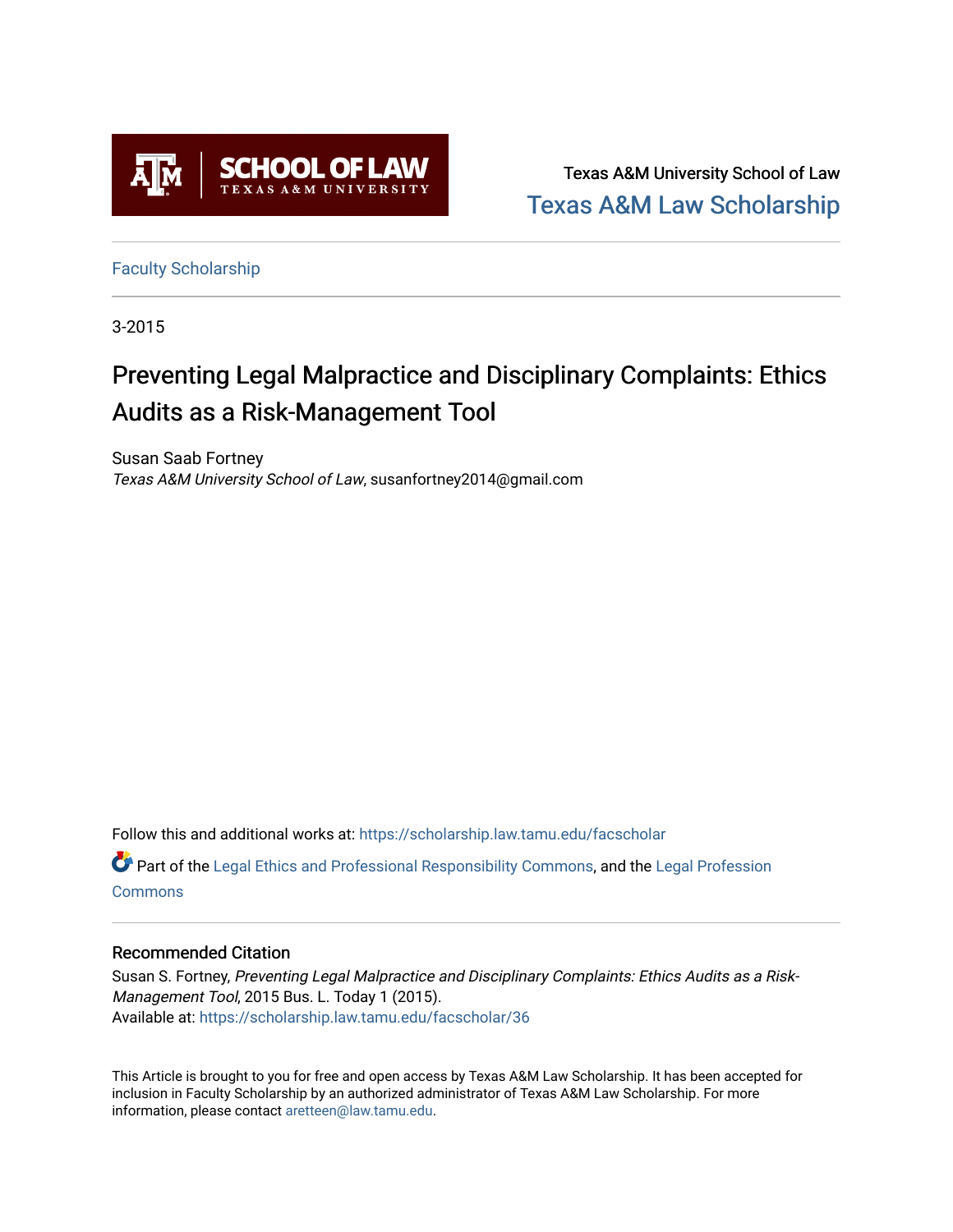Texas A&M University School of Law
Texas A&M Law Scholarship

Faculty Scholarship

3-2015

# Preventing Legal Malpractice and Disciplinary Complaints: Ethics Audits as a Risk-Management Tool

Susan Saab Fortney
*Texas A&M University School of Law*, susanfortney2014@gmail.com

Follow this and additional works at: https://scholarship.law.tamu.edu/facscholar

Part of the Legal Ethics and Professional Responsibility Commons, and the Legal Profession Commons

## Recommended Citation

Susan S. Fortney, *Preventing Legal Malpractice and Disciplinary Complaints: Ethics Audits as a Risk-Management Tool*, 2015 Bus. L. Today 1 (2015).
Available at: https://scholarship.law.tamu.edu/facscholar/36

This Article is brought to you for free and open access by Texas A&M Law Scholarship. It has been accepted for inclusion in Faculty Scholarship by an authorized administrator of Texas A&M Law Scholarship. For more information, please contact aretteen@law.tamu.edu.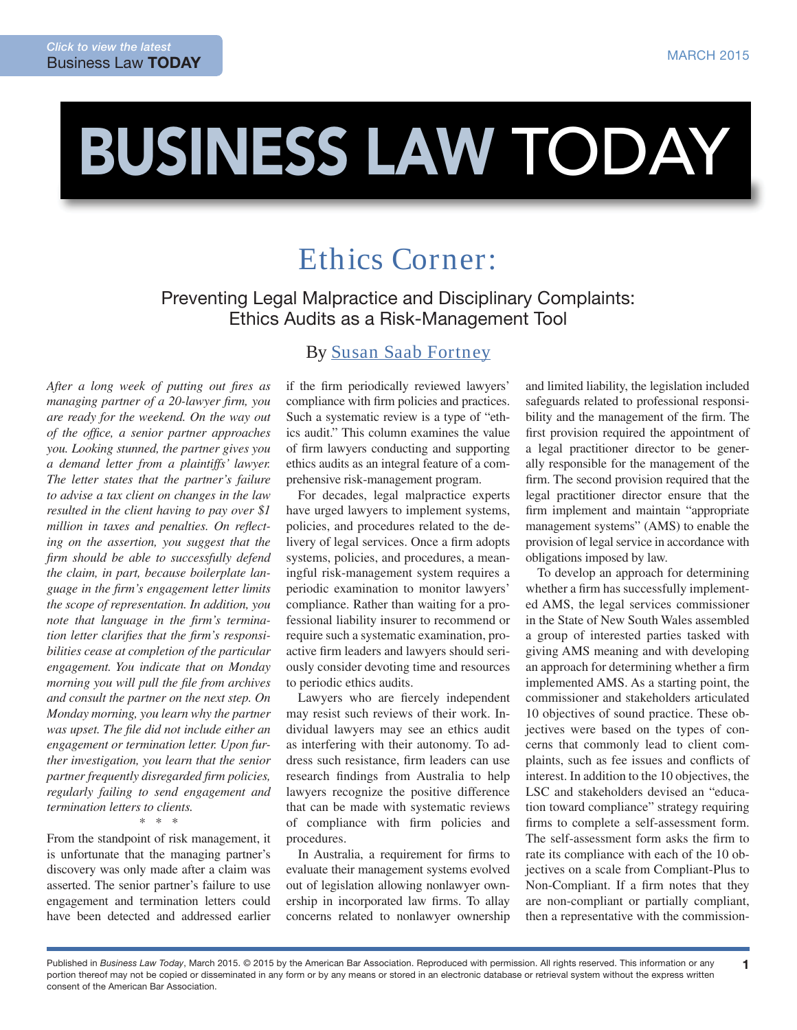# BUSINESS LAW TODAY

## Ethics Corner:

### Preventing Legal Malpractice and Disciplinary Complaints: Ethics Audits as a Risk-Management Tool

By Susan Saab Fortney

*After a long week of putting out fires as managing partner of a 20-lawyer firm, you are ready for the weekend. On the way out of the office, a senior partner approaches you. Looking stunned, the partner gives you a demand letter from a plaintiffs' lawyer. The letter states that the partner's failure to advise a tax client on changes in the law resulted in the client having to pay over $1 million in taxes and penalties. On reflecting on the assertion, you suggest that the firm should be able to successfully defend the claim, in part, because boilerplate language in the firm's engagement letter limits the scope of representation. In addition, you note that language in the firm's termination letter clarifies that the firm's responsibilities cease at completion of the particular engagement. You indicate that on Monday morning you will pull the file from archives and consult the partner on the next step. On Monday morning, you learn why the partner was upset. The file did not include either an engagement or termination letter. Upon further investigation, you learn that the senior partner frequently disregarded firm policies, regularly failing to send engagement and termination letters to clients.*

\* \* \*

From the standpoint of risk management, it is unfortunate that the managing partner's discovery was only made after a claim was asserted. The senior partner's failure to use engagement and termination letters could have been detected and addressed earlier if the firm periodically reviewed lawyers' compliance with firm policies and practices. Such a systematic review is a type of "ethics audit." This column examines the value of firm lawyers conducting and supporting ethics audits as an integral feature of a comprehensive risk-management program.

For decades, legal malpractice experts have urged lawyers to implement systems, policies, and procedures related to the delivery of legal services. Once a firm adopts systems, policies, and procedures, a meaningful risk-management system requires a periodic examination to monitor lawyers' compliance. Rather than waiting for a professional liability insurer to recommend or require such a systematic examination, proactive firm leaders and lawyers should seriously consider devoting time and resources to periodic ethics audits.

Lawyers who are fiercely independent may resist such reviews of their work. Individual lawyers may see an ethics audit as interfering with their autonomy. To address such resistance, firm leaders can use research findings from Australia to help lawyers recognize the positive difference that can be made with systematic reviews of compliance with firm policies and procedures.

In Australia, a requirement for firms to evaluate their management systems evolved out of legislation allowing nonlawyer ownership in incorporated law firms. To allay concerns related to nonlawyer ownership and limited liability, the legislation included safeguards related to professional responsibility and the management of the firm. The first provision required the appointment of a legal practitioner director to be generally responsible for the management of the firm. The second provision required that the legal practitioner director ensure that the firm implement and maintain "appropriate management systems" (AMS) to enable the provision of legal service in accordance with obligations imposed by law.

To develop an approach for determining whether a firm has successfully implemented AMS, the legal services commissioner in the State of New South Wales assembled a group of interested parties tasked with giving AMS meaning and with developing an approach for determining whether a firm implemented AMS. As a starting point, the commissioner and stakeholders articulated 10 objectives of sound practice. These objectives were based on the types of concerns that commonly lead to client complaints, such as fee issues and conflicts of interest. In addition to the 10 objectives, the LSC and stakeholders devised an "education toward compliance" strategy requiring firms to complete a self-assessment form. The self-assessment form asks the firm to rate its compliance with each of the 10 objectives on a scale from Compliant-Plus to Non-Compliant. If a firm notes that they are non-compliant or partially compliant, then a representative with the commission-

Published in *Business Law Today*, March 2015. © 2015 by the American Bar Association. Reproduced with permission. All rights reserved. This information or any portion thereof may not be copied or disseminated in any form or by any means or stored in an electronic database or retrieval system without the express written consent of the American Bar Association.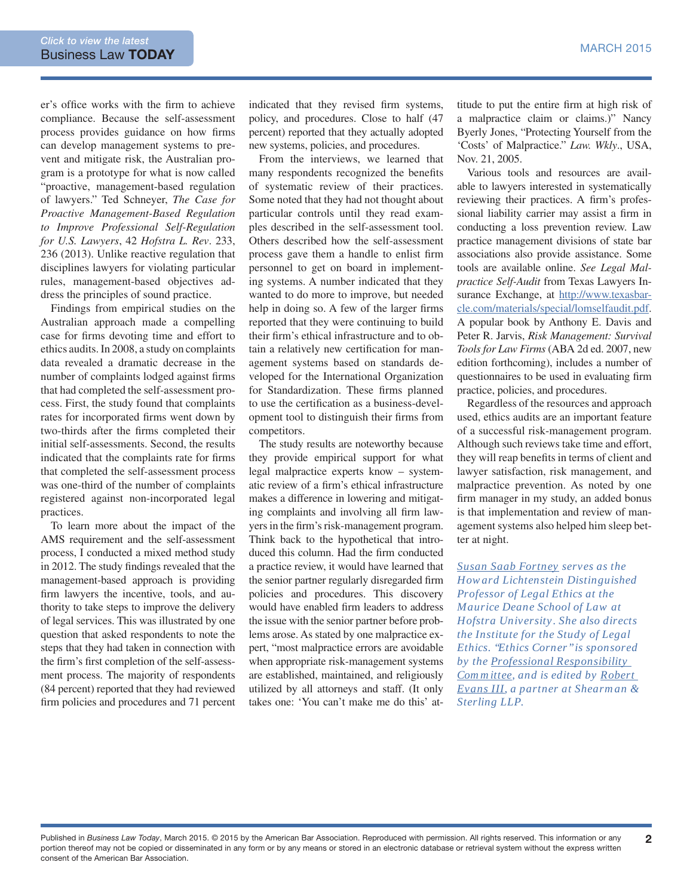er's office works with the firm to achieve compliance. Because the self-assessment process provides guidance on how firms can develop management systems to prevent and mitigate risk, the Australian program is a prototype for what is now called "proactive, management-based regulation of lawyers." Ted Schneyer, *The Case for Proactive Management-Based Regulation to Improve Professional Self-Regulation for U.S. Lawyers*, 42 *Hofstra L. Rev*. 233, 236 (2013). Unlike reactive regulation that disciplines lawyers for violating particular rules, management-based objectives address the principles of sound practice.

Findings from empirical studies on the Australian approach made a compelling case for firms devoting time and effort to ethics audits. In 2008, a study on complaints data revealed a dramatic decrease in the number of complaints lodged against firms that had completed the self-assessment process. First, the study found that complaints rates for incorporated firms went down by two-thirds after the firms completed their initial self-assessments. Second, the results indicated that the complaints rate for firms that completed the self-assessment process was one-third of the number of complaints registered against non-incorporated legal practices.

To learn more about the impact of the AMS requirement and the self-assessment process, I conducted a mixed method study in 2012. The study findings revealed that the management-based approach is providing firm lawyers the incentive, tools, and authority to take steps to improve the delivery of legal services. This was illustrated by one question that asked respondents to note the steps that they had taken in connection with the firm's first completion of the self-assessment process. The majority of respondents (84 percent) reported that they had reviewed firm policies and procedures and 71 percent indicated that they revised firm systems, policy, and procedures. Close to half (47 percent) reported that they actually adopted new systems, policies, and procedures.

From the interviews, we learned that many respondents recognized the benefits of systematic review of their practices. Some noted that they had not thought about particular controls until they read examples described in the self-assessment tool. Others described how the self-assessment process gave them a handle to enlist firm personnel to get on board in implementing systems. A number indicated that they wanted to do more to improve, but needed help in doing so. A few of the larger firms reported that they were continuing to build their firm's ethical infrastructure and to obtain a relatively new certification for management systems based on standards developed for the International Organization for Standardization. These firms planned to use the certification as a business-development tool to distinguish their firms from competitors.

The study results are noteworthy because they provide empirical support for what legal malpractice experts know – systematic review of a firm's ethical infrastructure makes a difference in lowering and mitigating complaints and involving all firm lawyers in the firm's risk-management program. Think back to the hypothetical that introduced this column. Had the firm conducted a practice review, it would have learned that the senior partner regularly disregarded firm policies and procedures. This discovery would have enabled firm leaders to address the issue with the senior partner before problems arose. As stated by one malpractice expert, "most malpractice errors are avoidable when appropriate risk-management systems are established, maintained, and religiously utilized by all attorneys and staff. (It only takes one: 'You can't make me do this' attitude to put the entire firm at high risk of a malpractice claim or claims.)" Nancy Byerly Jones, "Protecting Yourself from the 'Costs' of Malpractice." *Law. Wkly*., USA, Nov. 21, 2005.

Various tools and resources are available to lawyers interested in systematically reviewing their practices. A firm's professional liability carrier may assist a firm in conducting a loss prevention review. Law practice management divisions of state bar associations also provide assistance. Some tools are available online. *See Legal Malpractice Self-Audit* from Texas Lawyers Insurance Exchange, at http://www.texasbarcle.com/materials/special/lomselfaudit.pdf. A popular book by Anthony E. Davis and Peter R. Jarvis, *Risk Management: Survival Tools for Law Firms* (ABA 2d ed. 2007, new edition forthcoming), includes a number of questionnaires to be used in evaluating firm practice, policies, and procedures.

Regardless of the resources and approach used, ethics audits are an important feature of a successful risk-management program. Although such reviews take time and effort, they will reap benefits in terms of client and lawyer satisfaction, risk management, and malpractice prevention. As noted by one firm manager in my study, an added bonus is that implementation and review of management systems also helped him sleep better at night.

*Susan Saab Fortney serves as the Howard Lichtenstein Distinguished Professor of Legal Ethics at the Maurice Deane School of Law at Hofstra University. She also directs the Institute for the Study of Legal Ethics. "Ethics Corner" is sponsored by the Professional Responsibility Committee, and is edited by Robert Evans III, a partner at Shearman & Sterling LLP.*

Published in *Business Law Today*, March 2015. © 2015 by the American Bar Association. Reproduced with permission. All rights reserved. This information or any portion thereof may not be copied or disseminated in any form or by any means or stored in an electronic database or retrieval system without the express written consent of the American Bar Association.